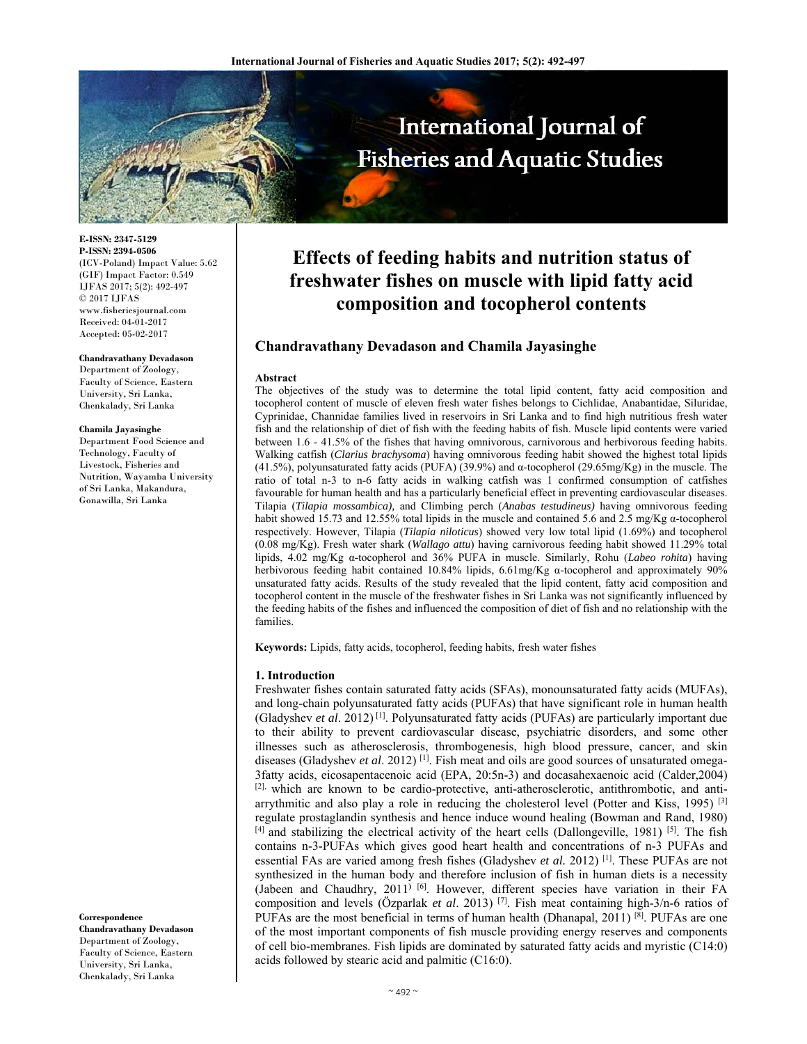# Effects of feeding habits and nutrition status of freshwater fishes on muscle with lipid fatty acid composition and tocopherol contents

**Chandravathany Devadason and Chamila Jayasinghe**

E-ISSN: 2347-5129
P-ISSN: 2394-0506
(ICV-Poland) Impact Value: 5.62
(GIF) Impact Factor: 0.549
IJFAS 2017; 5(2): 492-497
© 2017 IJFAS
www.fisheriesjournal.com
Received: 04-01-2017
Accepted: 05-02-2017

**Chandravathany Devadason**
Department of Zoology, Faculty of Science, Eastern University, Sri Lanka, Chenkalady, Sri Lanka

**Chamila Jayasinghe**
Department Food Science and Technology, Faculty of Livestock, Fisheries and Nutrition, Wayamba University of Sri Lanka, Makandura, Gonawilla, Sri Lanka

**Correspondence**
**Chandravathany Devadason**
Department of Zoology, Faculty of Science, Eastern University, Sri Lanka, Chenkalady, Sri Lanka

**Abstract**

The objectives of the study was to determine the total lipid content, fatty acid composition and tocopherol content of muscle of eleven fresh water fishes belongs to Cichlidae, Anabantidae, Siluridae, Cyprinidae, Channidae families lived in reservoirs in Sri Lanka and to find high nutritious fresh water fish and the relationship of diet of fish with the feeding habits of fish. Muscle lipid contents were varied between 1.6 - 41.5% of the fishes that having omnivorous, carnivorous and herbivorous feeding habits. Walking catfish (*Clarius brachysoma*) having omnivorous feeding habit showed the highest total lipids (41.5%), polyunsaturated fatty acids (PUFA) (39.9%) and α-tocopherol (29.65mg/Kg) in the muscle. The ratio of total n-3 to n-6 fatty acids in walking catfish was 1 confirmed consumption of catfishes favourable for human health and has a particularly beneficial effect in preventing cardiovascular diseases. Tilapia (*Tilapia mossambica),* and Climbing perch (*Anabas testudineus)* having omnivorous feeding habit showed 15.73 and 12.55% total lipids in the muscle and contained 5.6 and 2.5 mg/Kg α-tocopherol respectively. However, Tilapia (*Tilapia niloticus*) showed very low total lipid (1.69%) and tocopherol (0.08 mg/Kg). Fresh water shark (*Wallago attu*) having carnivorous feeding habit showed 11.29% total lipids, 4.02 mg/Kg α-tocopherol and 36% PUFA in muscle. Similarly, Rohu (*Labeo rohita*) having herbivorous feeding habit contained 10.84% lipids, 6.61mg/Kg α-tocopherol and approximately 90% unsaturated fatty acids. Results of the study revealed that the lipid content, fatty acid composition and tocopherol content in the muscle of the freshwater fishes in Sri Lanka was not significantly influenced by the feeding habits of the fishes and influenced the composition of diet of fish and no relationship with the families.

**Keywords:** Lipids, fatty acids, tocopherol, feeding habits, fresh water fishes

## 1. Introduction

Freshwater fishes contain saturated fatty acids (SFAs), monounsaturated fatty acids (MUFAs), and long-chain polyunsaturated fatty acids (PUFAs) that have significant role in human health (Gladyshev *et al*. 2012) [1]. Polyunsaturated fatty acids (PUFAs) are particularly important due to their ability to prevent cardiovascular disease, psychiatric disorders, and some other illnesses such as atherosclerosis, thrombogenesis, high blood pressure, cancer, and skin diseases (Gladyshev *et al*. 2012) [1]. Fish meat and oils are good sources of unsaturated omega-3fatty acids, eicosapentacenoic acid (EPA, 20:5n-3) and docasahexaenoic acid (Calder,2004) [2], which are known to be cardio-protective, anti-atherosclerotic, antithrombotic, and anti-arrythmitic and also play a role in reducing the cholesterol level (Potter and Kiss, 1995) [3] regulate prostaglandin synthesis and hence induce wound healing (Bowman and Rand, 1980) [4] and stabilizing the electrical activity of the heart cells (Dallongeville, 1981) [5]. The fish contains n-3-PUFAs which gives good heart health and concentrations of n-3 PUFAs and essential FAs are varied among fresh fishes (Gladyshev *et al.* 2012) [1]. These PUFAs are not synthesized in the human body and therefore inclusion of fish in human diets is a necessity (Jabeen and Chaudhry, 2011) [6]. However, different species have variation in their FA composition and levels (Özparlak *et al*. 2013) [7]. Fish meat containing high-3/n-6 ratios of PUFAs are the most beneficial in terms of human health (Dhanapal, 2011) [8]. PUFAs are one of the most important components of fish muscle providing energy reserves and components of cell bio-membranes. Fish lipids are dominated by saturated fatty acids and myristic (C14:0) acids followed by stearic acid and palmitic (C16:0).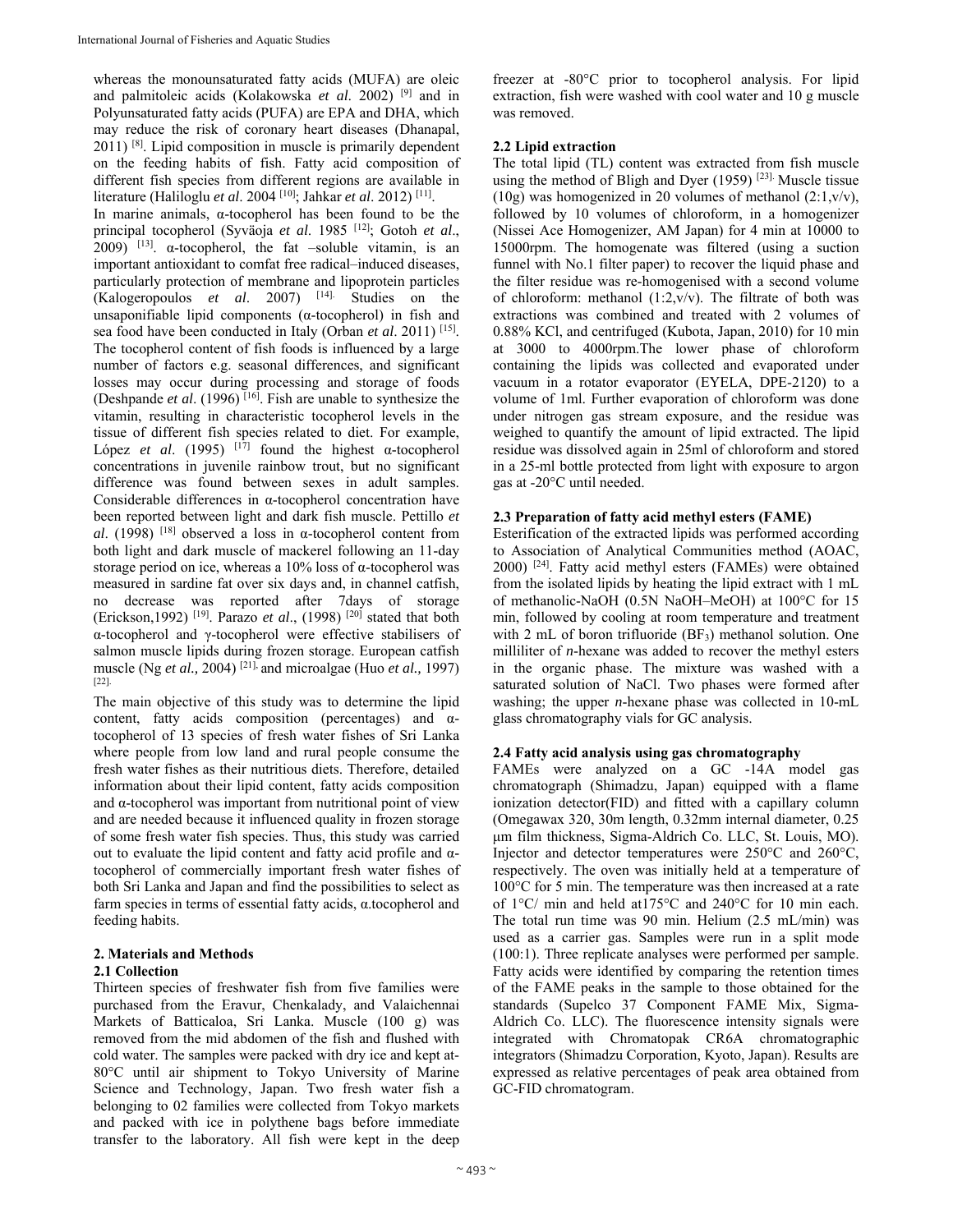whereas the monounsaturated fatty acids (MUFA) are oleic and palmitoleic acids (Kolakowska *et al.* 2002) [9] and in Polyunsaturated fatty acids (PUFA) are EPA and DHA, which may reduce the risk of coronary heart diseases (Dhanapal, 2011) [8]. Lipid composition in muscle is primarily dependent on the feeding habits of fish. Fatty acid composition of different fish species from different regions are available in literature (Haliloglu *et al*. 2004 [10]; Jahkar *et al*. 2012) [11].

In marine animals, α-tocopherol has been found to be the principal tocopherol (Syväoja *et al.* 1985 [12]; Gotoh *et al*., 2009) [13]. α-tocopherol, the fat –soluble vitamin, is an important antioxidant to comfat free radical–induced diseases, particularly protection of membrane and lipoprotein particles (Kalogeropoulos *et al*. 2007) [14]. Studies on the unsaponifiable lipid components (α-tocopherol) in fish and sea food have been conducted in Italy (Orban *et al*. 2011) [15]. The tocopherol content of fish foods is influenced by a large number of factors e.g. seasonal differences, and significant losses may occur during processing and storage of foods (Deshpande *et al*. (1996) [16]. Fish are unable to synthesize the vitamin, resulting in characteristic tocopherol levels in the tissue of different fish species related to diet. For example, López *et al*. (1995) [17] found the highest α-tocopherol concentrations in juvenile rainbow trout, but no significant difference was found between sexes in adult samples. Considerable differences in α-tocopherol concentration have been reported between light and dark fish muscle. Pettillo *et al*. (1998) [18] observed a loss in α-tocopherol content from both light and dark muscle of mackerel following an 11-day storage period on ice, whereas a 10% loss of α-tocopherol was measured in sardine fat over six days and, in channel catfish, no decrease was reported after 7days of storage (Erickson,1992) [19]. Parazo *et al*., (1998) [20] stated that both α-tocopherol and γ-tocopherol were effective stabilisers of salmon muscle lipids during frozen storage. European catfish muscle (Ng *et al.,* 2004) [21] and microalgae (Huo *et al.,* 1997) [22].

The main objective of this study was to determine the lipid content, fatty acids composition (percentages) and α-tocopherol of 13 species of fresh water fishes of Sri Lanka where people from low land and rural people consume the fresh water fishes as their nutritious diets. Therefore, detailed information about their lipid content, fatty acids composition and α-tocopherol was important from nutritional point of view and are needed because it influenced quality in frozen storage of some fresh water fish species. Thus, this study was carried out to evaluate the lipid content and fatty acid profile and α-tocopherol of commercially important fresh water fishes of both Sri Lanka and Japan and find the possibilities to select as farm species in terms of essential fatty acids, α.tocopherol and feeding habits.

## 2. Materials and Methods

### 2.1 Collection

Thirteen species of freshwater fish from five families were purchased from the Eravur, Chenkalady, and Valaichennai Markets of Batticaloa, Sri Lanka. Muscle (100 g) was removed from the mid abdomen of the fish and flushed with cold water. The samples were packed with dry ice and kept at-80°C until air shipment to Tokyo University of Marine Science and Technology, Japan. Two fresh water fish a belonging to 02 families were collected from Tokyo markets and packed with ice in polythene bags before immediate transfer to the laboratory. All fish were kept in the deep freezer at -80°C prior to tocopherol analysis. For lipid extraction, fish were washed with cool water and 10 g muscle was removed.

### 2.2 Lipid extraction

The total lipid (TL) content was extracted from fish muscle using the method of Bligh and Dyer (1959) [23]. Muscle tissue (10g) was homogenized in 20 volumes of methanol (2:1,v/v), followed by 10 volumes of chloroform, in a homogenizer (Nissei Ace Homogenizer, AM Japan) for 4 min at 10000 to 15000rpm. The homogenate was filtered (using a suction funnel with No.1 filter paper) to recover the liquid phase and the filter residue was re-homogenised with a second volume of chloroform: methanol (1:2,v/v). The filtrate of both was extractions was combined and treated with 2 volumes of 0.88% KCl, and centrifuged (Kubota, Japan, 2010) for 10 min at 3000 to 4000rpm.The lower phase of chloroform containing the lipids was collected and evaporated under vacuum in a rotator evaporator (EYELA, DPE-2120) to a volume of 1ml. Further evaporation of chloroform was done under nitrogen gas stream exposure, and the residue was weighed to quantify the amount of lipid extracted. The lipid residue was dissolved again in 25ml of chloroform and stored in a 25-ml bottle protected from light with exposure to argon gas at -20°C until needed.

### 2.3 Preparation of fatty acid methyl esters (FAME)

Esterification of the extracted lipids was performed according to Association of Analytical Communities method (AOAC, 2000) [24]. Fatty acid methyl esters (FAMEs) were obtained from the isolated lipids by heating the lipid extract with 1 mL of methanolic-NaOH (0.5N NaOH–MeOH) at 100°C for 15 min, followed by cooling at room temperature and treatment with 2 mL of boron trifluoride ($BF_3$) methanol solution. One milliliter of *n*-hexane was added to recover the methyl esters in the organic phase. The mixture was washed with a saturated solution of NaCl. Two phases were formed after washing; the upper *n*-hexane phase was collected in 10-mL glass chromatography vials for GC analysis.

### 2.4 Fatty acid analysis using gas chromatography

FAMEs were analyzed on a GC -14A model gas chromatograph (Shimadzu, Japan) equipped with a flame ionization detector(FID) and fitted with a capillary column (Omegawax 320, 30m length, 0.32mm internal diameter, 0.25 μm film thickness, Sigma-Aldrich Co. LLC, St. Louis, MO). Injector and detector temperatures were 250°C and 260°C, respectively. The oven was initially held at a temperature of 100°C for 5 min. The temperature was then increased at a rate of 1°C/ min and held at175°C and 240°C for 10 min each. The total run time was 90 min. Helium (2.5 mL/min) was used as a carrier gas. Samples were run in a split mode (100:1). Three replicate analyses were performed per sample. Fatty acids were identified by comparing the retention times of the FAME peaks in the sample to those obtained for the standards (Supelco 37 Component FAME Mix, Sigma-Aldrich Co. LLC). The fluorescence intensity signals were integrated with Chromatopak CR6A chromatographic integrators (Shimadzu Corporation, Kyoto, Japan). Results are expressed as relative percentages of peak area obtained from GC-FID chromatogram.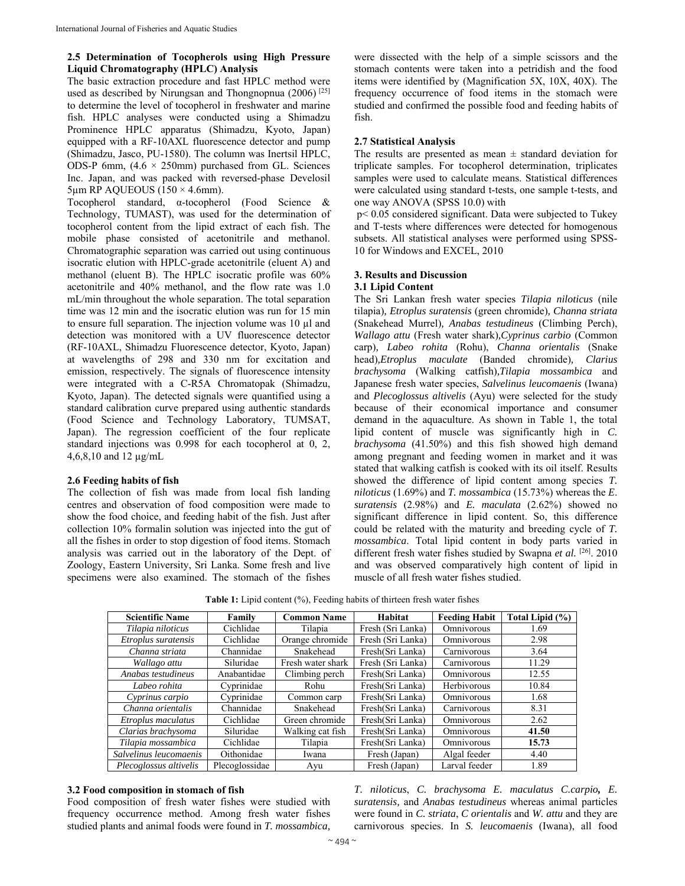### 2.5 Determination of Tocopherols using High Pressure Liquid Chromatography (HPLC) Analysis

The basic extraction procedure and fast HPLC method were used as described by Nirungsan and Thongnopnua (2006) [25] to determine the level of tocopherol in freshwater and marine fish. HPLC analyses were conducted using a Shimadzu Prominence HPLC apparatus (Shimadzu, Kyoto, Japan) equipped with a RF-10AXL fluorescence detector and pump (Shimadzu, Jasco, PU-1580). The column was Inertsil HPLC, ODS-P 6mm, (4.6 × 250mm) purchased from GL. Sciences Inc. Japan, and was packed with reversed-phase Develosil 5µm RP AQUEOUS (150 × 4.6mm).

Tocopherol standard, α-tocopherol (Food Science & Technology, TUMAST), was used for the determination of tocopherol content from the lipid extract of each fish. The mobile phase consisted of acetonitrile and methanol. Chromatographic separation was carried out using continuous isocratic elution with HPLC-grade acetonitrile (eluent A) and methanol (eluent B). The HPLC isocratic profile was 60% acetonitrile and 40% methanol, and the flow rate was 1.0 mL/min throughout the whole separation. The total separation time was 12 min and the isocratic elution was run for 15 min to ensure full separation. The injection volume was 10 µl and detection was monitored with a UV fluorescence detector (RF-10AXL, Shimadzu Fluorescence detector, Kyoto, Japan) at wavelengths of 298 and 330 nm for excitation and emission, respectively. The signals of fluorescence intensity were integrated with a C-R5A Chromatopak (Shimadzu, Kyoto, Japan). The detected signals were quantified using a standard calibration curve prepared using authentic standards (Food Science and Technology Laboratory, TUMSAT, Japan). The regression coefficient of the four replicate standard injections was 0.998 for each tocopherol at 0, 2, 4,6,8,10 and 12 µg/mL

### 2.6 Feeding habits of fish

The collection of fish was made from local fish landing centres and observation of food composition were made to show the food choice, and feeding habit of the fish. Just after collection 10% formalin solution was injected into the gut of all the fishes in order to stop digestion of food items. Stomach analysis was carried out in the laboratory of the Dept. of Zoology, Eastern University, Sri Lanka. Some fresh and live specimens were also examined. The stomach of the fishes were dissected with the help of a simple scissors and the stomach contents were taken into a petridish and the food items were identified by (Magnification 5X, 10X, 40X). The frequency occurrence of food items in the stomach were studied and confirmed the possible food and feeding habits of fish.

### 2.7 Statistical Analysis

The results are presented as mean ± standard deviation for triplicate samples. For tocopherol determination, triplicates samples were used to calculate means. Statistical differences were calculated using standard t-tests, one sample t-tests, and one way ANOVA (SPSS 10.0) with $p < 0.05$ considered significant. Data were subjected to Tukey and T-tests where differences were detected for homogenous subsets. All statistical analyses were performed using SPSS-10 for Windows and EXCEL, 2010

## 3. Results and Discussion

### 3.1 Lipid Content

The Sri Lankan fresh water species *Tilapia niloticus* (nile tilapia), *Etroplus suratensis* (green chromide), *Channa striata* (Snakehead Murrel), *Anabas testudineus* (Climbing Perch), *Wallago attu* (Fresh water shark), *Cyprinus carbio* (Common carp), *Labeo rohita* (Rohu), *Channa orientalis* (Snake head), *Etroplus maculate* (Banded chromide), *Clarius brachysoma* (Walking catfish), *Tilapia mossambica* and Japanese fresh water species, *Salvelinus leucomaenis* (Iwana) and *Plecoglossus altivelis* (Ayu) were selected for the study because of their economical importance and consumer demand in the aquaculture. As shown in Table 1, the total lipid content of muscle was significantly high in *C. brachysoma* (41.50%) and this fish showed high demand among pregnant and feeding women in market and it was stated that walking catfish is cooked with its oil itself. Results showed the difference of lipid content among species *T. niloticus* (1.69%) and *T. mossambica* (15.73%) whereas the *E. suratensis* (2.98%) and *E. maculata* (2.62%) showed no significant difference in lipid content. So, this difference could be related with the maturity and breeding cycle of *T. mossambica*. Total lipid content in body parts varied in different fresh water fishes studied by Swapna *et al.* [26]. 2010 and was observed comparatively high content of lipid in muscle of all fresh water fishes studied.

**Table 1:** Lipid content (%), Feeding habits of thirteen fresh water fishes

| Scientific Name | Family | Common Name | Habitat | Feeding Habit | Total Lipid (%) |
|---|---|---|---|---|---|
| *Tilapia niloticus* | Cichlidae | Tilapia | Fresh (Sri Lanka) | Omnivorous | 1.69 |
| *Etroplus suratensis* | Cichlidae | Orange chromide | Fresh (Sri Lanka) | Omnivorous | 2.98 |
| *Channa striata* | Channidae | Snakehead | Fresh(Sri Lanka) | Carnivorous | 3.64 |
| *Wallago attu* | Siluridae | Fresh water shark | Fresh (Sri Lanka) | Carnivorous | 11.29 |
| *Anabas testudineus* | Anabantidae | Climbing perch | Fresh(Sri Lanka) | Omnivorous | 12.55 |
| *Labeo rohita* | Cyprinidae | Rohu | Fresh(Sri Lanka) | Herbivorous | 10.84 |
| *Cyprinus carpio* | Cyprinidae | Common carp | Fresh(Sri Lanka) | Omnivorous | 1.68 |
| *Channa orientalis* | Channidae | Snakehead | Fresh(Sri Lanka) | Carnivorous | 8.31 |
| *Etroplus maculatus* | Cichlidae | Green chromide | Fresh(Sri Lanka) | Omnivorous | 2.62 |
| *Clarias brachysoma* | Siluridae | Walking cat fish | Fresh(Sri Lanka) | Omnivorous | **41.50** |
| *Tilapia mossambica* | Cichlidae | Tilapia | Fresh(Sri Lanka) | Omnivorous | **15.73** |
| *Salvelinus leucomaenis* | Oithonidae | Iwana | Fresh (Japan) | Algal feeder | 4.40 |
| *Plecoglossus altivelis* | Plecoglossidae | Ayu | Fresh (Japan) | Larval feeder | 1.89 |

### 3.2 Food composition in stomach of fish

Food composition of fresh water fishes were studied with frequency occurrence method. Among fresh water fishes studied plants and animal foods were found in *T. mossambica, T. niloticus*, *C. brachysoma E. maculatus C.carpio, E. suratensis,* and *Anabas testudineus* whereas animal particles were found in *C. striata*, *C orientalis* and *W. attu* and they are carnivorous species. In *S. leucomaenis* (Iwana), all food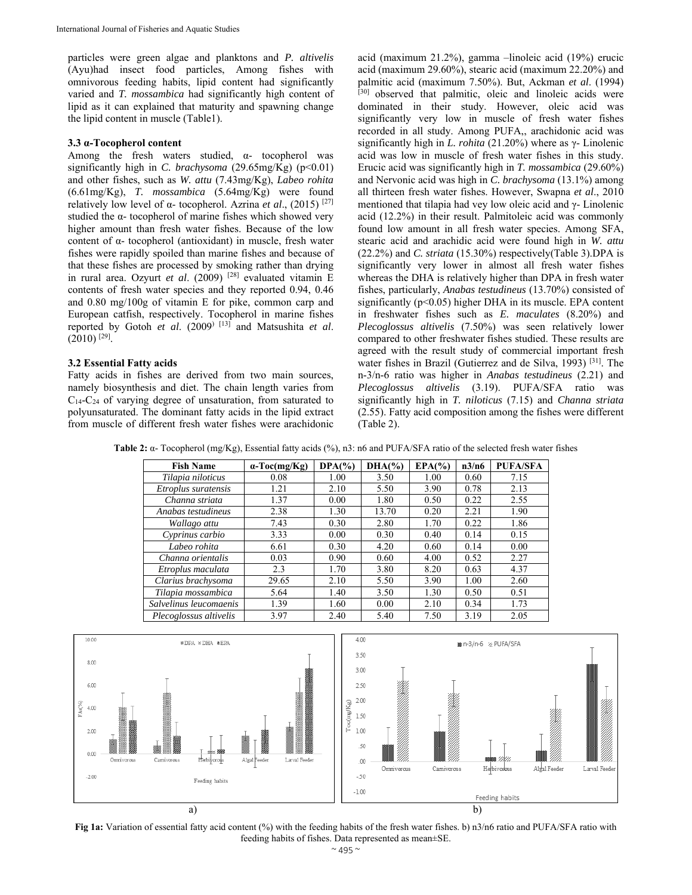particles were green algae and planktons and *P. altivelis* (Ayu)had insect food particles, Among fishes with omnivorous feeding habits, lipid content had significantly varied and *T. mossambica* had significantly high content of lipid as it can explained that maturity and spawning change the lipid content in muscle (Table1).

### 3.3 α-Tocopherol content

Among the fresh waters studied, α- tocopherol was significantly high in *C. brachysoma* (29.65mg/Kg) ($p<0.01$) and other fishes, such as *W. attu* (7.43mg/Kg), *Labeo rohita* (6.61mg/Kg), *T. mossambica* (5.64mg/Kg) were found relatively low level of α- tocopherol. Azrina *et al*., (2015) [27] studied the α- tocopherol of marine fishes which showed very higher amount than fresh water fishes. Because of the low content of α- tocopherol (antioxidant) in muscle, fresh water fishes were rapidly spoiled than marine fishes and because of that these fishes are processed by smoking rather than drying in rural area. Ozyurt *et al*. (2009) [28] evaluated vitamin E contents of fresh water species and they reported 0.94, 0.46 and 0.80 mg/100g of vitamin E for pike, common carp and European catfish, respectively. Tocopherol in marine fishes reported by Gotoh *et al*. (2009) [13] and Matsushita *et al*. (2010) [29].

### 3.2 Essential Fatty acids

Fatty acids in fishes are derived from two main sources, namely biosynthesis and diet. The chain length varies from $C_{14}$-$C_{24}$ of varying degree of unsaturation, from saturated to polyunsaturated. The dominant fatty acids in the lipid extract from muscle of different fresh water fishes were arachidonic acid (maximum 21.2%), gamma –linoleic acid (19%) erucic acid (maximum 29.60%), stearic acid (maximum 22.20%) and palmitic acid (maximum 7.50%). But, Ackman *et al*. (1994) [30] observed that palmitic, oleic and linoleic acids were dominated in their study. However, oleic acid was significantly very low in muscle of fresh water fishes recorded in all study. Among PUFA,, arachidonic acid was significantly high in *L. rohita* (21.20%) where as γ- Linolenic acid was low in muscle of fresh water fishes in this study. Erucic acid was significantly high in *T. mossambica* (29.60%) and Nervonic acid was high in *C. brachysoma* (13.1%) among all thirteen fresh water fishes. However, Swapna *et al*., 2010 mentioned that tilapia had vey low oleic acid and γ- Linolenic acid (12.2%) in their result. Palmitoleic acid was commonly found low amount in all fresh water species. Among SFA, stearic acid and arachidic acid were found high in *W. attu* (22.2%) and *C. striata* (15.30%) respectively(Table 3).DPA is significantly very lower in almost all fresh water fishes whereas the DHA is relatively higher than DPA in fresh water fishes, particularly, *Anabas testudineus* (13.70%) consisted of significantly ($p<0.05$) higher DHA in its muscle. EPA content in freshwater fishes such as *E. maculates* (8.20%) and *Plecoglossus altivelis* (7.50%) was seen relatively lower compared to other freshwater fishes studied. These results are agreed with the result study of commercial important fresh water fishes in Brazil (Gutierrez and de Silva, 1993) [31]. The n-3/n-6 ratio was higher in *Anabas testudineus* (2.21) and *Plecoglossus altivelis* (3.19). PUFA/SFA ratio was significantly high in *T. niloticus* (7.15) and *Channa striata* (2.55). Fatty acid composition among the fishes were different (Table 2).

**Table 2:** α- Tocopherol (mg/Kg), Essential fatty acids (%), n3: n6 and PUFA/SFA ratio of the selected fresh water fishes

| Fish Name | α-Toc(mg/Kg) | DPA(%) | DHA(%) | EPA(%) | n3/n6 | PUFA/SFA |
|---|---|---|---|---|---|---|
| *Tilapia niloticus* | 0.08 | 1.00 | 3.50 | 1.00 | 0.60 | 7.15 |
| *Etroplus suratensis* | 1.21 | 2.10 | 5.50 | 3.90 | 0.78 | 2.13 |
| *Channa striata* | 1.37 | 0.00 | 1.80 | 0.50 | 0.22 | 2.55 |
| *Anabas testudineus* | 2.38 | 1.30 | 13.70 | 0.20 | 2.21 | 1.90 |
| *Wallago attu* | 7.43 | 0.30 | 2.80 | 1.70 | 0.22 | 1.86 |
| *Cyprinus carbio* | 3.33 | 0.00 | 0.30 | 0.40 | 0.14 | 0.15 |
| *Labeo rohita* | 6.61 | 0.30 | 4.20 | 0.60 | 0.14 | 0.00 |
| *Channa orientalis* | 0.03 | 0.90 | 0.60 | 4.00 | 0.52 | 2.27 |
| *Etroplus maculata* | 2.3 | 1.70 | 3.80 | 8.20 | 0.63 | 4.37 |
| *Clarius brachysoma* | 29.65 | 2.10 | 5.50 | 3.90 | 1.00 | 2.60 |
| *Tilapia mossambica* | 5.64 | 1.40 | 3.50 | 1.30 | 0.50 | 0.51 |
| *Salvelinus leucomaenis* | 1.39 | 1.60 | 0.00 | 2.10 | 0.34 | 1.73 |
| *Plecoglossus altivelis* | 3.97 | 2.40 | 5.40 | 7.50 | 3.19 | 2.05 |

**Fig 1a:** Variation of essential fatty acid content (%) with the feeding habits of the fresh water fishes. b) n3/n6 ratio and PUFA/SFA ratio with feeding habits of fishes. Data represented as mean±SE.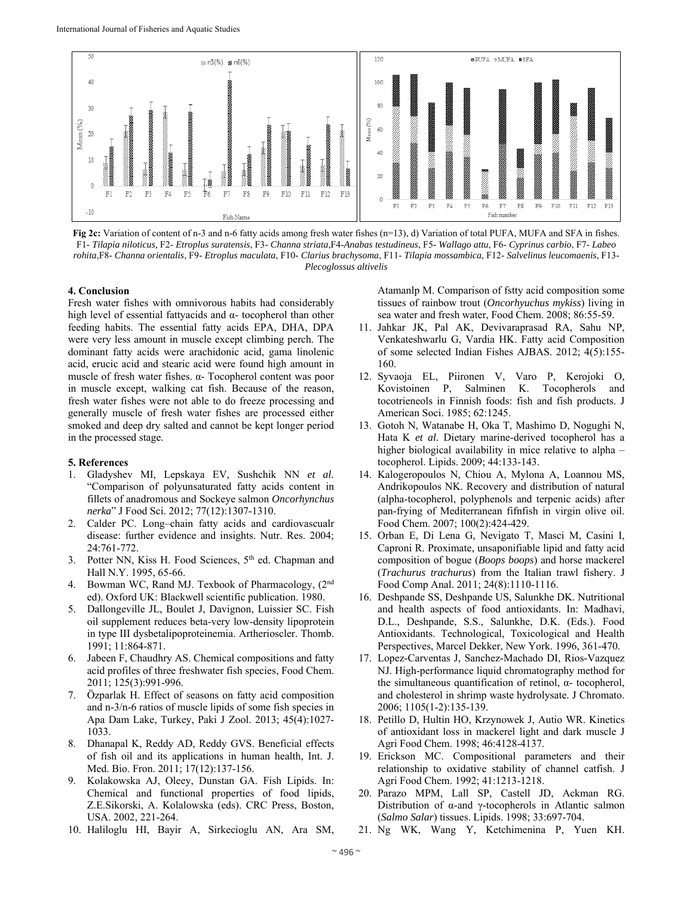**Fig 2c:** Variation of content of n-3 and n-6 fatty acids among fresh water fishes (n=13), d) Variation of total PUFA, MUFA and SFA in fishes. F1- *Tilapia niloticus*, F2- *Etroplus suratensis*, F3- *Channa striata*,F4-*Anabas testudineus*, F5- *Wallago attu*, F6- *Cyprinus carbio*, F7- *Labeo rohita*,F8- *Channa orientalis*, F9- *Etroplus maculata*, F10- *Clarius brachysoma*, F11- *Tilapia mossambica*, F12- *Salvelinus leucomaenis*, F13- *Plecoglossus altivelis*

## 4. Conclusion

Fresh water fishes with omnivorous habits had considerably high level of essential fattyacids and α- tocopherol than other feeding habits. The essential fatty acids EPA, DHA, DPA were very less amount in muscle except climbing perch. The dominant fatty acids were arachidonic acid, gama linolenic acid, erucic acid and stearic acid were found high amount in muscle of fresh water fishes. α- Tocopherol content was poor in muscle except, walking cat fish. Because of the reason, fresh water fishes were not able to do freeze processing and generally muscle of fresh water fishes are processed either smoked and deep dry salted and cannot be kept longer period in the processed stage.

## 5. References

1. Gladyshev MI, Lepskaya EV, Sushchik NN *et al.* "Comparison of polyunsaturated fatty acids content in fillets of anadromous and Sockeye salmon *Oncorhynchus nerka*" J Food Sci. 2012; 77(12):1307-1310.
2. Calder PC. Long–chain fatty acids and cardiovascualr disease: further evidence and insights. Nutr. Res. 2004; 24:761-772.
3. Potter NN, Kiss H. Food Sciences, 5th ed. Chapman and Hall N.Y. 1995, 65-66.
4. Bowman WC, Rand MJ. Texbook of Pharmacology, (2nd ed). Oxford UK: Blackwell scientific publication. 1980.
5. Dallongeville JL, Boulet J, Davignon, Luissier SC. Fish oil supplement reduces beta-very low-density lipoprotein in type III dysbetalipoproteinemia. Artherioscler. Thomb. 1991; 11:864-871.
6. Jabeen F, Chaudhry AS. Chemical compositions and fatty acid profiles of three freshwater fish species, Food Chem. 2011; 125(3):991-996.
7. Özparlak H. Effect of seasons on fatty acid composition and n-3/n-6 ratios of muscle lipids of some fish species in Apa Dam Lake, Turkey, Paki J Zool. 2013; 45(4):1027-1033.
8. Dhanapal K, Reddy AD, Reddy GVS. Beneficial effects of fish oil and its applications in human health, Int. J. Med. Bio. Fron. 2011; 17(12):137-156.
9. Kolakowska AJ, Oleey, Dunstan GA. Fish Lipids. In: Chemical and functional properties of food lipids, Z.E.Sikorski, A. Kolalowska (eds). CRC Press, Boston, USA. 2002, 221-264.
10. Haliloglu HI, Bayir A, Sirkecioglu AN, Ara SM, Atamanlp M. Comparison of fstty acid composition some tissues of rainbow trout (*Oncorhyuchus mykiss*) living in sea water and fresh water, Food Chem. 2008; 86:55-59.
11. Jahkar JK, Pal AK, Devivaraprasad RA, Sahu NP, Venkateshwarlu G, Vardia HK. Fatty acid Composition of some selected Indian Fishes AJBAS. 2012; 4(5):155-160.
12. Syvaoja EL, Piironen V, Varo P, Kerojoki O, Kovistoinen P, Salminen K. Tocopherols and tocotrieneols in Finnish foods: fish and fish products. J American Soci. 1985; 62:1245.
13. Gotoh N, Watanabe H, Oka T, Mashimo D, Nogughi N, Hata K *et al.* Dietary marine-derived tocopherol has a higher biological availability in mice relative to alpha – tocopherol. Lipids. 2009; 44:133-143.
14. Kalogeropoulos N, Chiou A, Mylona A, Loannou MS, Andrikopoulos NK. Recovery and distribution of natural (alpha-tocopherol, polyphenols and terpenic acids) after pan-frying of Mediterranean fifnfish in virgin olive oil. Food Chem. 2007; 100(2):424-429.
15. Orban E, Di Lena G, Nevigato T, Masci M, Casini I, Caproni R. Proximate, unsaponifiable lipid and fatty acid composition of bogue (*Boops boops*) and horse mackerel (*Trachurus trachurus*) from the Italian trawl fishery. J Food Comp Anal. 2011; 24(8):1110-1116.
16. Deshpande SS, Deshpande US, Salunkhe DK. Nutritional and health aspects of food antioxidants. In: Madhavi, D.L., Deshpande, S.S., Salunkhe, D.K. (Eds.). Food Antioxidants. Technological, Toxicological and Health Perspectives, Marcel Dekker, New York. 1996, 361-470.
17. Lopez-Carventas J, Sanchez-Machado DI, Rios-Vazquez NJ. High-performance liquid chromatography method for the simultaneous quantification of retinol, α- tocopherol, and cholesterol in shrimp waste hydrolysate. J Chromato. 2006; 1105(1-2):135-139.
18. Petillo D, Hultin HO, Krzynowek J, Autio WR. Kinetics of antioxidant loss in mackerel light and dark muscle J Agri Food Chem. 1998; 46:4128-4137.
19. Erickson MC. Compositional parameters and their relationship to oxidative stability of channel catfish. J Agri Food Chem. 1992; 41:1213-1218.
20. Parazo MPM, Lall SP, Castell JD, Ackman RG. Distribution of α-and γ-tocopherols in Atlantic salmon (*Salmo Salar*) tissues. Lipids. 1998; 33:697-704.
21. Ng WK, Wang Y, Ketchimenina P, Yuen KH.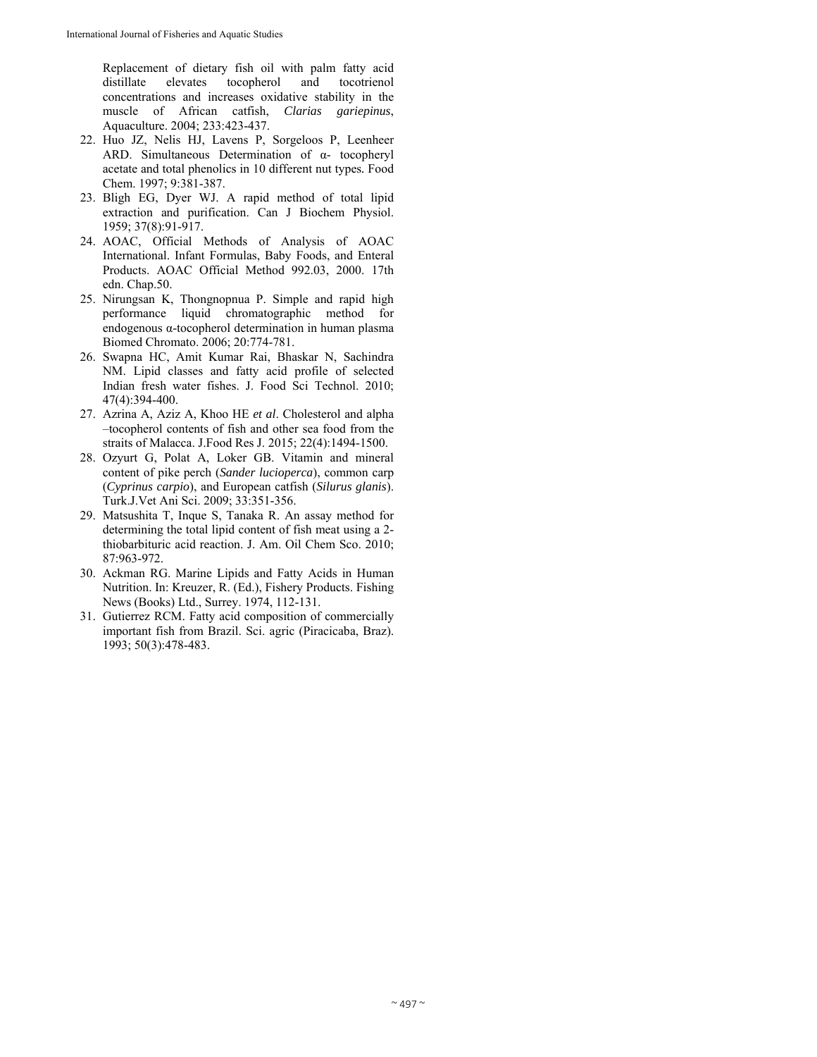Replacement of dietary fish oil with palm fatty acid distillate elevates tocopherol and tocotrienol concentrations and increases oxidative stability in the muscle of African catfish, *Clarias gariepinus*, Aquaculture. 2004; 233:423-437.

22. Huo JZ, Nelis HJ, Lavens P, Sorgeloos P, Leenheer ARD. Simultaneous Determination of α- tocopheryl acetate and total phenolics in 10 different nut types. Food Chem. 1997; 9:381-387.
23. Bligh EG, Dyer WJ. A rapid method of total lipid extraction and purification. Can J Biochem Physiol. 1959; 37(8):91-917.
24. AOAC, Official Methods of Analysis of AOAC International. Infant Formulas, Baby Foods, and Enteral Products. AOAC Official Method 992.03, 2000. 17th edn. Chap.50.
25. Nirungsan K, Thongnopnua P. Simple and rapid high performance liquid chromatographic method for endogenous α-tocopherol determination in human plasma Biomed Chromato. 2006; 20:774-781.
26. Swapna HC, Amit Kumar Rai, Bhaskar N, Sachindra NM. Lipid classes and fatty acid profile of selected Indian fresh water fishes. J. Food Sci Technol. 2010; 47(4):394-400.
27. Azrina A, Aziz A, Khoo HE *et al*. Cholesterol and alpha –tocopherol contents of fish and other sea food from the straits of Malacca. J.Food Res J. 2015; 22(4):1494-1500.
28. Ozyurt G, Polat A, Loker GB. Vitamin and mineral content of pike perch (*Sander lucioperca*), common carp (*Cyprinus carpio*), and European catfish (*Silurus glanis*). Turk.J.Vet Ani Sci. 2009; 33:351-356.
29. Matsushita T, Inque S, Tanaka R. An assay method for determining the total lipid content of fish meat using a 2-thiobarbituric acid reaction. J. Am. Oil Chem Sco. 2010; 87:963-972.
30. Ackman RG. Marine Lipids and Fatty Acids in Human Nutrition. In: Kreuzer, R. (Ed.), Fishery Products. Fishing News (Books) Ltd., Surrey. 1974, 112-131.
31. Gutierrez RCM. Fatty acid composition of commercially important fish from Brazil. Sci. agric (Piracicaba, Braz). 1993; 50(3):478-483.